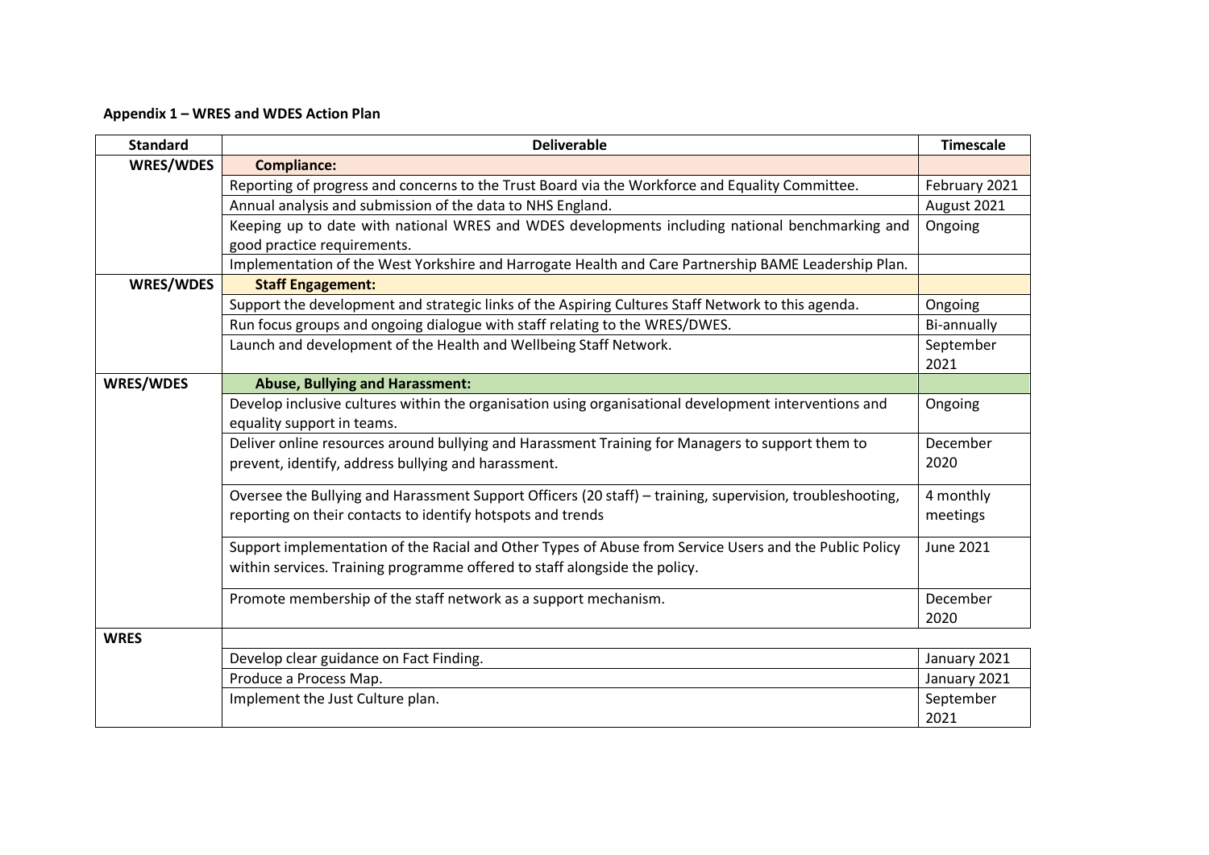**Appendix 1 – WRES and WDES Action Plan**

| Standard | Deliverable | Timescale |
|---|---|---|
| **WRES/WDES** | **Compliance:** | |
| | Reporting of progress and concerns to the Trust Board via the Workforce and Equality Committee. | February 2021 |
| | Annual analysis and submission of the data to NHS England. | August 2021 |
| | Keeping up to date with national WRES and WDES developments including national benchmarking and good practice requirements. | Ongoing |
| | Implementation of the West Yorkshire and Harrogate Health and Care Partnership BAME Leadership Plan. | |
| **WRES/WDES** | **Staff Engagement:** | |
| | Support the development and strategic links of the Aspiring Cultures Staff Network to this agenda. | Ongoing |
| | Run focus groups and ongoing dialogue with staff relating to the WRES/DWES. | Bi-annually |
| | Launch and development of the Health and Wellbeing Staff Network. | September 2021 |
| **WRES/WDES** | **Abuse, Bullying and Harassment:** | |
| | Develop inclusive cultures within the organisation using organisational development interventions and equality support in teams. | Ongoing |
| | Deliver online resources around bullying and Harassment Training for Managers to support them to prevent, identify, address bullying and harassment. | December 2020 |
| | Oversee the Bullying and Harassment Support Officers (20 staff) – training, supervision, troubleshooting, reporting on their contacts to identify hotspots and trends | 4 monthly meetings |
| | Support implementation of the Racial and Other Types of Abuse from Service Users and the Public Policy within services. Training programme offered to staff alongside the policy. | June 2021 |
| | Promote membership of the staff network as a support mechanism. | December 2020 |
| **WRES** | | |
| | Develop clear guidance on Fact Finding. | January 2021 |
| | Produce a Process Map. | January 2021 |
| | Implement the Just Culture plan. | September 2021 |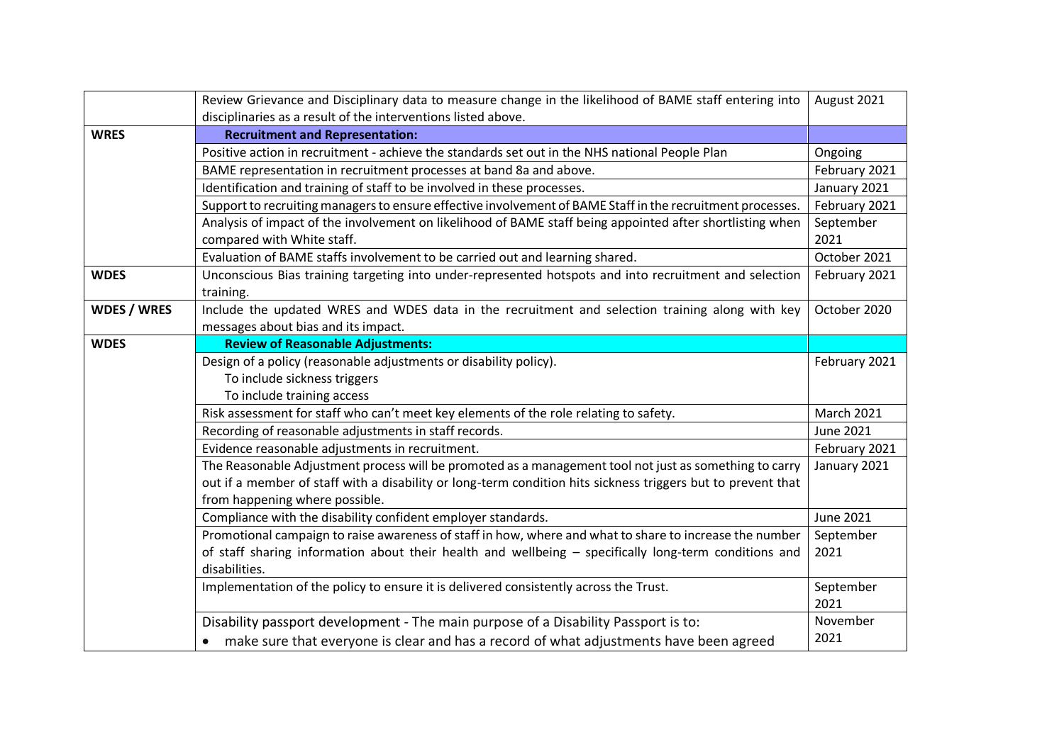| | | |
|---|---|---|
| | Review Grievance and Disciplinary data to measure change in the likelihood of BAME staff entering into disciplinaries as a result of the interventions listed above. | August 2021 |
| **WRES** | **Recruitment and Representation:** | |
| | Positive action in recruitment - achieve the standards set out in the NHS national People Plan | Ongoing |
| | BAME representation in recruitment processes at band 8a and above. | February 2021 |
| | Identification and training of staff to be involved in these processes. | January 2021 |
| | Support to recruiting managers to ensure effective involvement of BAME Staff in the recruitment processes. | February 2021 |
| | Analysis of impact of the involvement on likelihood of BAME staff being appointed after shortlisting when compared with White staff. | September 2021 |
| | Evaluation of BAME staffs involvement to be carried out and learning shared. | October 2021 |
| **WDES** | Unconscious Bias training targeting into under-represented hotspots and into recruitment and selection training. | February 2021 |
| **WDES / WRES** | Include the updated WRES and WDES data in the recruitment and selection training along with key messages about bias and its impact. | October 2020 |
| **WDES** | **Review of Reasonable Adjustments:** | |
| | Design of a policy (reasonable adjustments or disability policy).<br>To include sickness triggers<br>To include training access | February 2021 |
| | Risk assessment for staff who can't meet key elements of the role relating to safety. | March 2021 |
| | Recording of reasonable adjustments in staff records. | June 2021 |
| | Evidence reasonable adjustments in recruitment. | February 2021 |
| | The Reasonable Adjustment process will be promoted as a management tool not just as something to carry out if a member of staff with a disability or long-term condition hits sickness triggers but to prevent that from happening where possible. | January 2021 |
| | Compliance with the disability confident employer standards. | June 2021 |
| | Promotional campaign to raise awareness of staff in how, where and what to share to increase the number of staff sharing information about their health and wellbeing – specifically long-term conditions and disabilities. | September 2021 |
| | Implementation of the policy to ensure it is delivered consistently across the Trust. | September 2021 |
| | Disability passport development - The main purpose of a Disability Passport is to:<br>• make sure that everyone is clear and has a record of what adjustments have been agreed | November 2021 |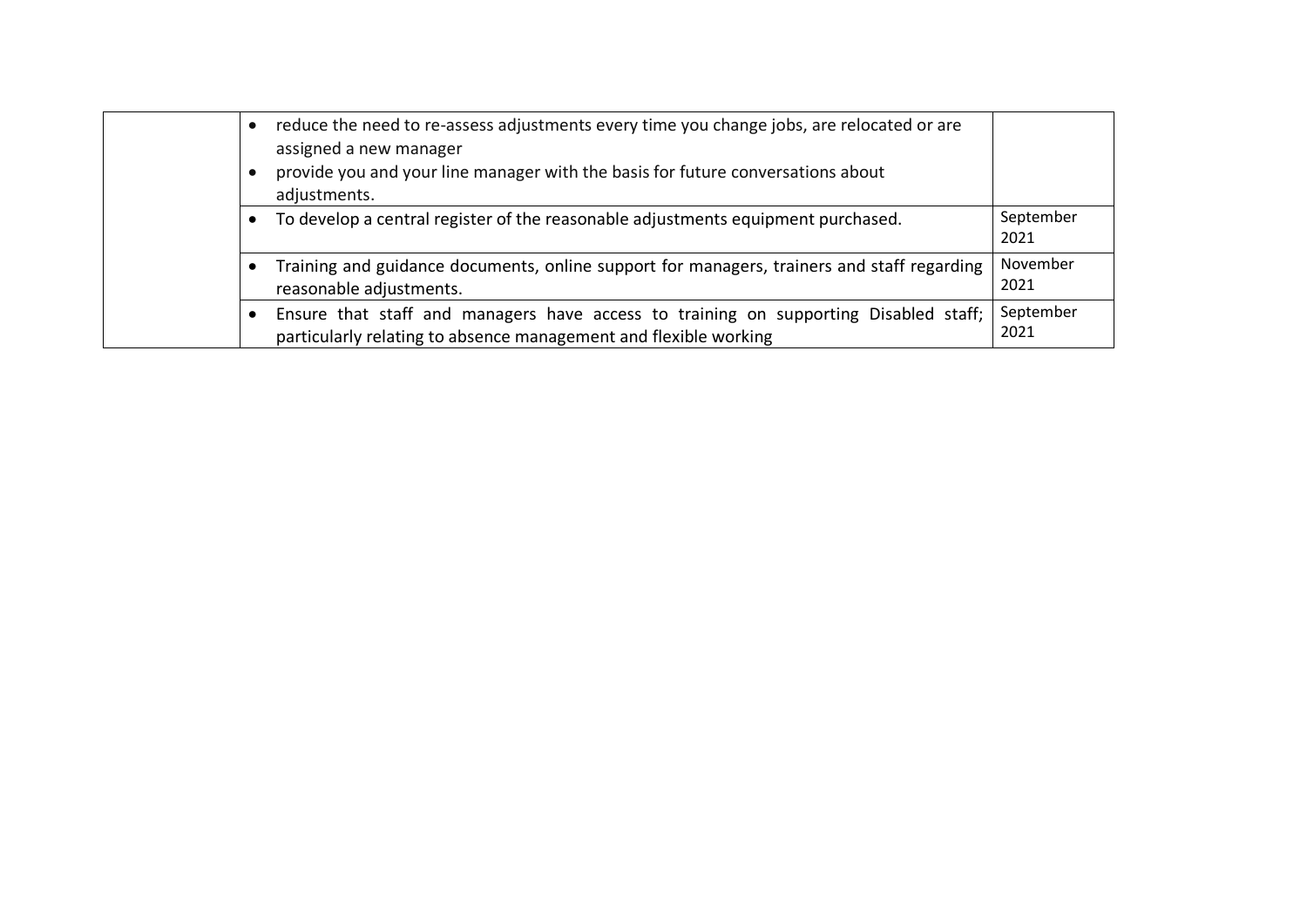| | | |
|---|---|---|
| | • reduce the need to re-assess adjustments every time you change jobs, are relocated or are assigned a new manager<br>• provide you and your line manager with the basis for future conversations about adjustments. | |
| | • To develop a central register of the reasonable adjustments equipment purchased. | September 2021 |
| | • Training and guidance documents, online support for managers, trainers and staff regarding reasonable adjustments. | November 2021 |
| | • Ensure that staff and managers have access to training on supporting Disabled staff; particularly relating to absence management and flexible working | September 2021 |